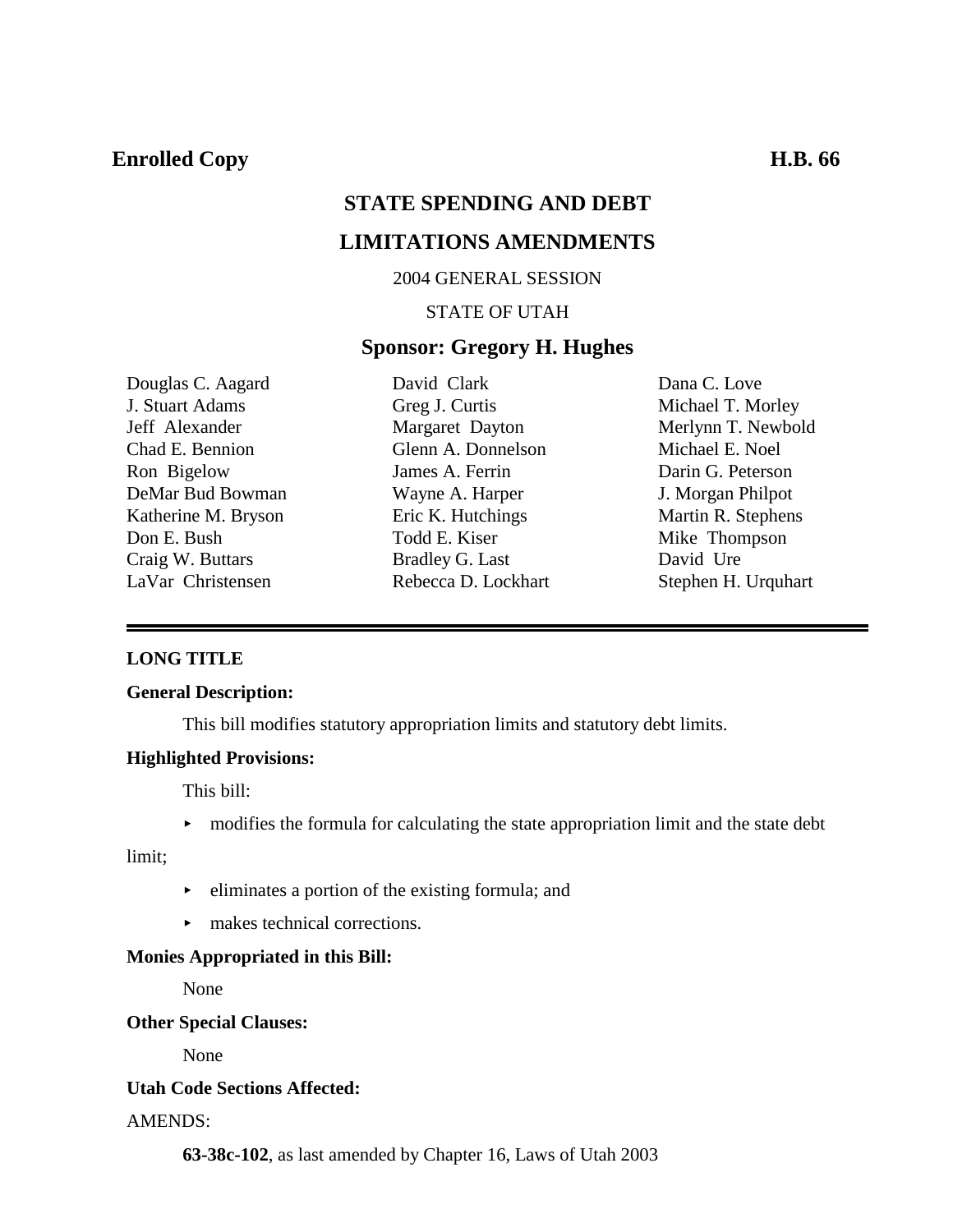**Enrolled Copy** **H.B. 66**

# STATE SPENDING AND DEBT LIMITATIONS AMENDMENTS

2004 GENERAL SESSION

STATE OF UTAH

## Sponsor: Gregory H. Hughes

| | | |
|---|---|---|
| Douglas C. Aagard | David Clark | Dana C. Love |
| J. Stuart Adams | Greg J. Curtis | Michael T. Morley |
| Jeff Alexander | Margaret Dayton | Merlynn T. Newbold |
| Chad E. Bennion | Glenn A. Donnelson | Michael E. Noel |
| Ron Bigelow | James A. Ferrin | Darin G. Peterson |
| DeMar Bud Bowman | Wayne A. Harper | J. Morgan Philpot |
| Katherine M. Bryson | Eric K. Hutchings | Martin R. Stephens |
| Don E. Bush | Todd E. Kiser | Mike Thompson |
| Craig W. Buttars | Bradley G. Last | David Ure |
| LaVar Christensen | Rebecca D. Lockhart | Stephen H. Urquhart |

---

**LONG TITLE**

**General Description:**

This bill modifies statutory appropriation limits and statutory debt limits.

**Highlighted Provisions:**

This bill:

- modifies the formula for calculating the state appropriation limit and the state debt limit;
- eliminates a portion of the existing formula; and
- makes technical corrections.

**Monies Appropriated in this Bill:**

None

**Other Special Clauses:**

None

**Utah Code Sections Affected:**

AMENDS:

**63-38c-102**, as last amended by Chapter 16, Laws of Utah 2003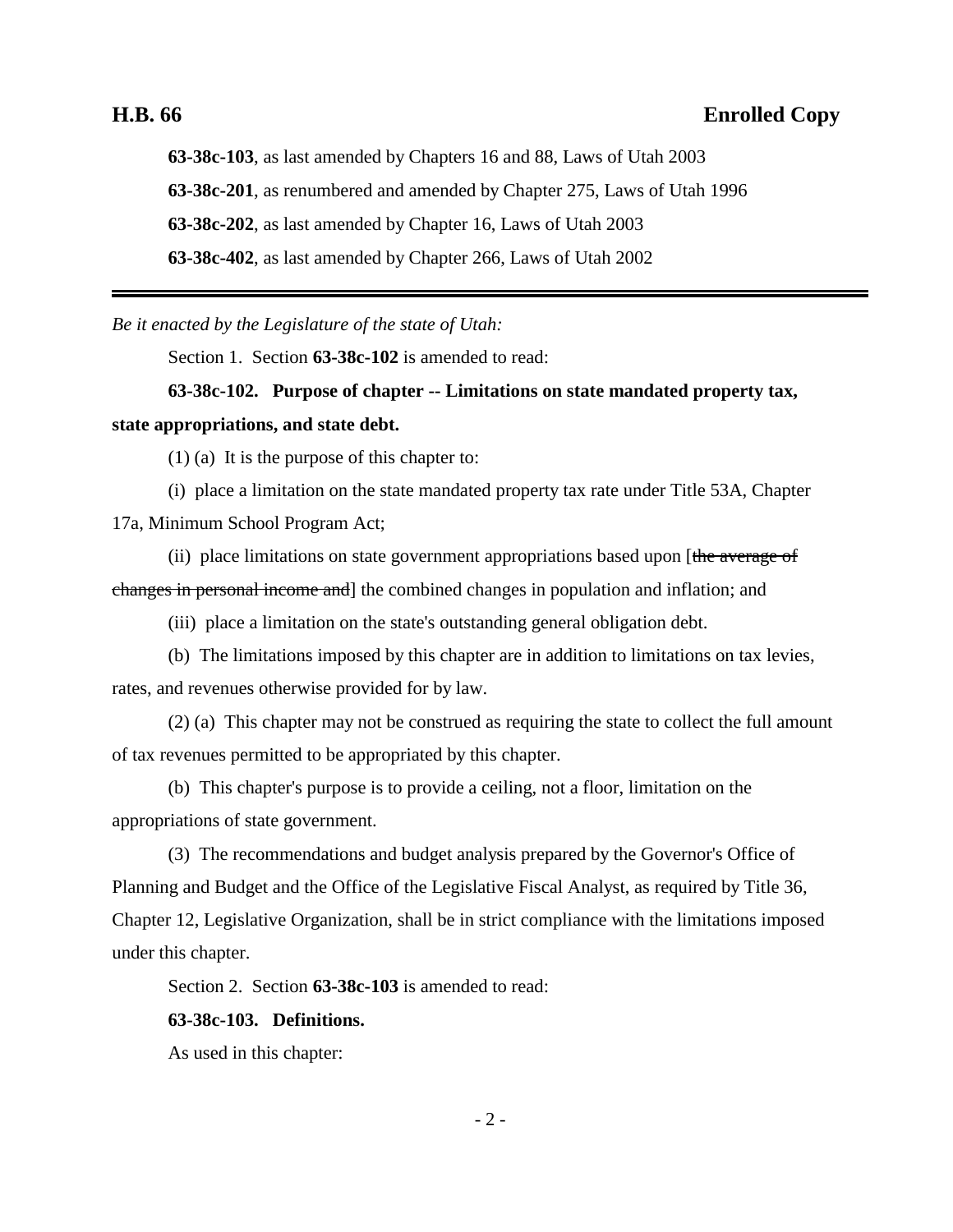**63-38c-103**, as last amended by Chapters 16 and 88, Laws of Utah 2003

**63-38c-201**, as renumbered and amended by Chapter 275, Laws of Utah 1996

**63-38c-202**, as last amended by Chapter 16, Laws of Utah 2003

**63-38c-402**, as last amended by Chapter 266, Laws of Utah 2002

---

*Be it enacted by the Legislature of the state of Utah:*

Section 1. Section **63-38c-102** is amended to read:

**63-38c-102. Purpose of chapter -- Limitations on state mandated property tax, state appropriations, and state debt.**

(1) (a) It is the purpose of this chapter to:

(i) place a limitation on the state mandated property tax rate under Title 53A, Chapter 17a, Minimum School Program Act;

(ii) place limitations on state government appropriations based upon [~~the average of changes in personal income and~~] the combined changes in population and inflation; and

(iii) place a limitation on the state's outstanding general obligation debt.

(b) The limitations imposed by this chapter are in addition to limitations on tax levies, rates, and revenues otherwise provided for by law.

(2) (a) This chapter may not be construed as requiring the state to collect the full amount of tax revenues permitted to be appropriated by this chapter.

(b) This chapter's purpose is to provide a ceiling, not a floor, limitation on the appropriations of state government.

(3) The recommendations and budget analysis prepared by the Governor's Office of Planning and Budget and the Office of the Legislative Fiscal Analyst, as required by Title 36, Chapter 12, Legislative Organization, shall be in strict compliance with the limitations imposed under this chapter.

Section 2. Section **63-38c-103** is amended to read:

**63-38c-103. Definitions.**

As used in this chapter: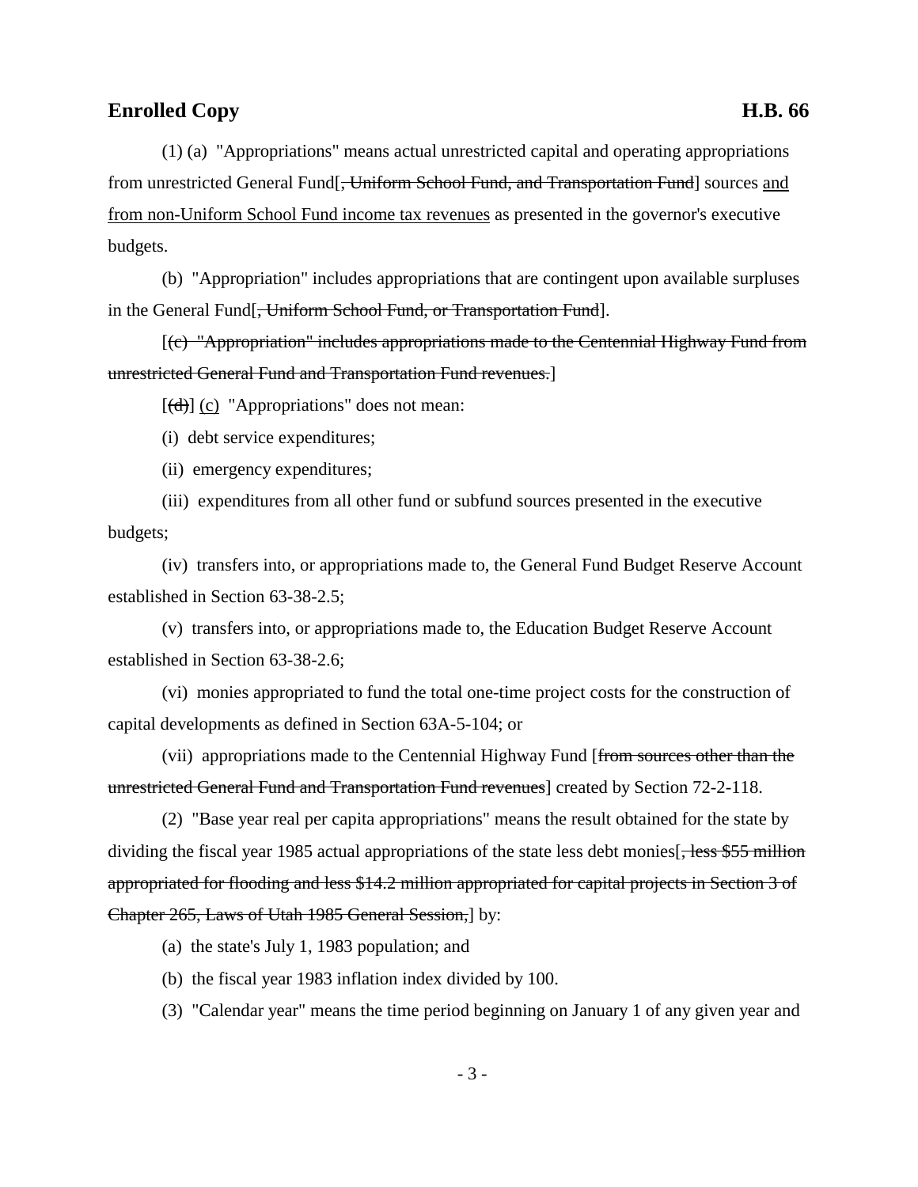(1) (a) "Appropriations" means actual unrestricted capital and operating appropriations from unrestricted General Fund[~~, Uniform School Fund, and Transportation Fund~~] sources <u>and from non-Uniform School Fund income tax revenues</u> as presented in the governor's executive budgets.

(b) "Appropriation" includes appropriations that are contingent upon available surpluses in the General Fund[~~, Uniform School Fund, or Transportation Fund~~].

[~~(c) "Appropriation" includes appropriations made to the Centennial Highway Fund from unrestricted General Fund and Transportation Fund revenues.~~]

[~~(d)~~] <u>(c)</u> "Appropriations" does not mean:

(i) debt service expenditures;

(ii) emergency expenditures;

(iii) expenditures from all other fund or subfund sources presented in the executive budgets;

(iv) transfers into, or appropriations made to, the General Fund Budget Reserve Account established in Section 63-38-2.5;

(v) transfers into, or appropriations made to, the Education Budget Reserve Account established in Section 63-38-2.6;

(vi) monies appropriated to fund the total one-time project costs for the construction of capital developments as defined in Section 63A-5-104; or

(vii) appropriations made to the Centennial Highway Fund [~~from sources other than the unrestricted General Fund and Transportation Fund revenues~~] created by Section 72-2-118.

(2) "Base year real per capita appropriations" means the result obtained for the state by dividing the fiscal year 1985 actual appropriations of the state less debt monies[~~, less $55 million appropriated for flooding and less $14.2 million appropriated for capital projects in Section 3 of Chapter 265, Laws of Utah 1985 General Session,~~] by:

(a) the state's July 1, 1983 population; and

(b) the fiscal year 1983 inflation index divided by 100.

(3) "Calendar year" means the time period beginning on January 1 of any given year and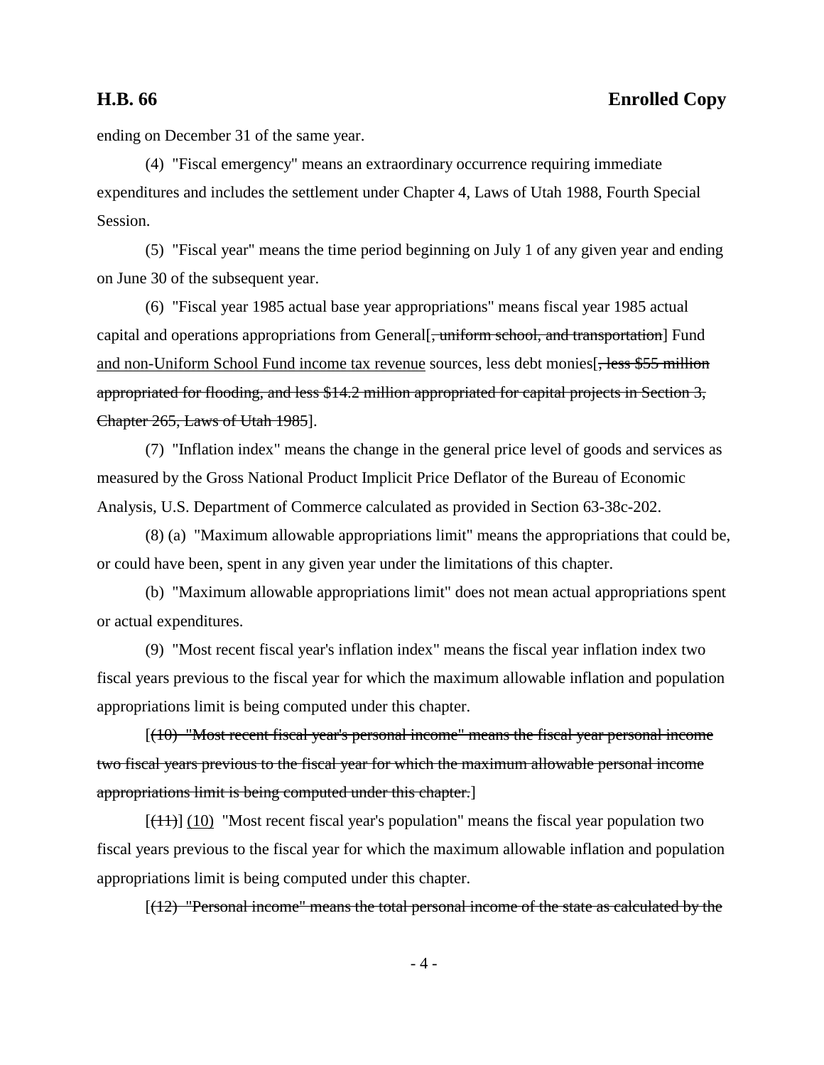ending on December 31 of the same year.

(4) "Fiscal emergency" means an extraordinary occurrence requiring immediate expenditures and includes the settlement under Chapter 4, Laws of Utah 1988, Fourth Special Session.

(5) "Fiscal year" means the time period beginning on July 1 of any given year and ending on June 30 of the subsequent year.

(6) "Fiscal year 1985 actual base year appropriations" means fiscal year 1985 actual capital and operations appropriations from General[~~, uniform school, and transportation~~] Fund <u>and non-Uniform School Fund income tax revenue</u> sources, less debt monies[~~, less $55 million appropriated for flooding, and less $14.2 million appropriated for capital projects in Section 3, Chapter 265, Laws of Utah 1985~~].

(7) "Inflation index" means the change in the general price level of goods and services as measured by the Gross National Product Implicit Price Deflator of the Bureau of Economic Analysis, U.S. Department of Commerce calculated as provided in Section 63-38c-202.

(8) (a) "Maximum allowable appropriations limit" means the appropriations that could be, or could have been, spent in any given year under the limitations of this chapter.

(b) "Maximum allowable appropriations limit" does not mean actual appropriations spent or actual expenditures.

(9) "Most recent fiscal year's inflation index" means the fiscal year inflation index two fiscal years previous to the fiscal year for which the maximum allowable inflation and population appropriations limit is being computed under this chapter.

[~~(10) "Most recent fiscal year's personal income" means the fiscal year personal income two fiscal years previous to the fiscal year for which the maximum allowable personal income appropriations limit is being computed under this chapter.~~]

[~~(11)~~] <u>(10)</u> "Most recent fiscal year's population" means the fiscal year population two fiscal years previous to the fiscal year for which the maximum allowable inflation and population appropriations limit is being computed under this chapter.

[~~(12) "Personal income" means the total personal income of the state as calculated by the~~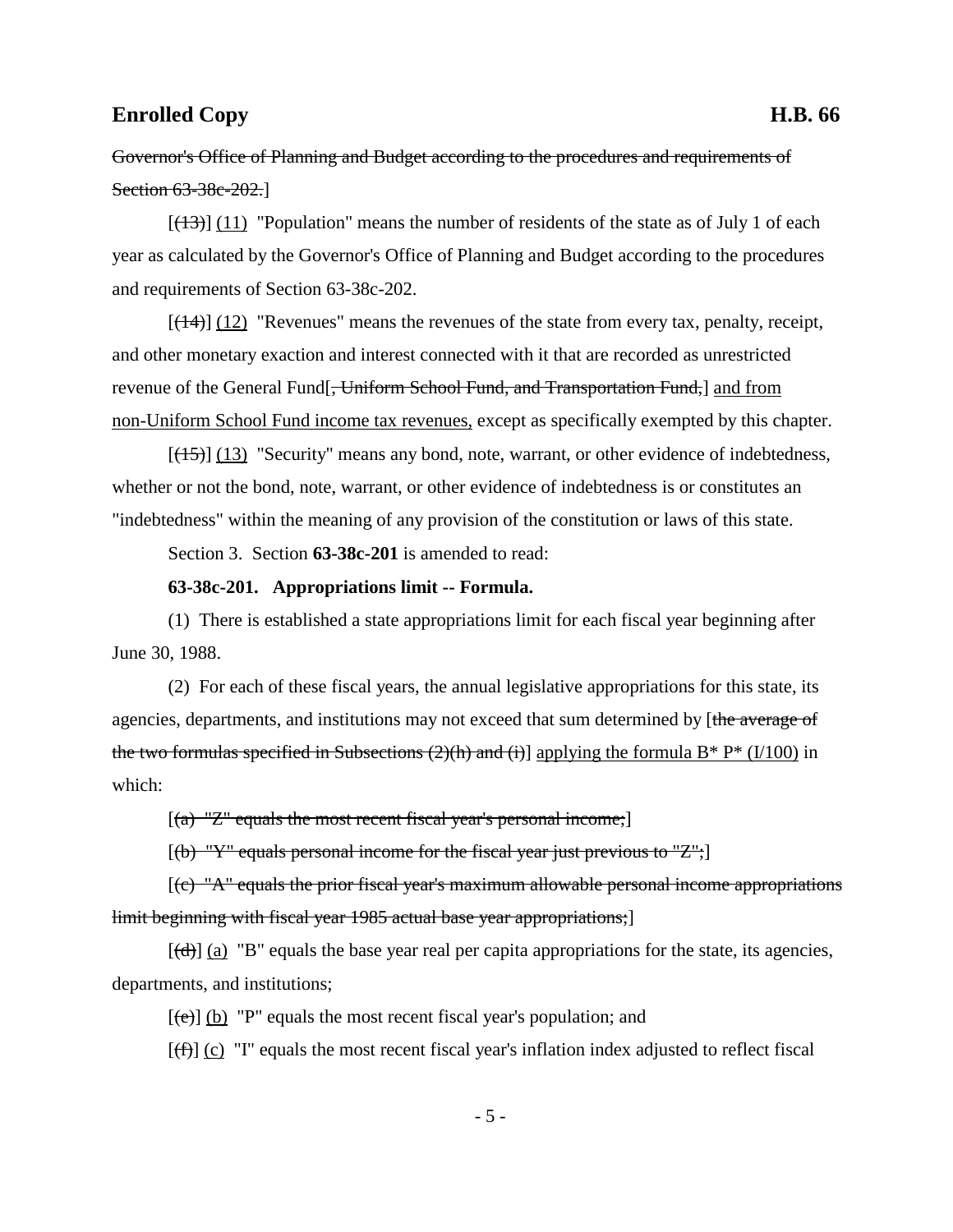Governor's Office of Planning and Budget according to the procedures and requirements of Section 63-38c-202.]

[(13)] (11) "Population" means the number of residents of the state as of July 1 of each year as calculated by the Governor's Office of Planning and Budget according to the procedures and requirements of Section 63-38c-202.

[(14)] (12) "Revenues" means the revenues of the state from every tax, penalty, receipt, and other monetary exaction and interest connected with it that are recorded as unrestricted revenue of the General Fund[, Uniform School Fund, and Transportation Fund,] and from non-Uniform School Fund income tax revenues, except as specifically exempted by this chapter.

[(15)] (13) "Security" means any bond, note, warrant, or other evidence of indebtedness, whether or not the bond, note, warrant, or other evidence of indebtedness is or constitutes an "indebtedness" within the meaning of any provision of the constitution or laws of this state.

Section 3. Section **63-38c-201** is amended to read:

**63-38c-201. Appropriations limit -- Formula.**

(1) There is established a state appropriations limit for each fiscal year beginning after June 30, 1988.

(2) For each of these fiscal years, the annual legislative appropriations for this state, its agencies, departments, and institutions may not exceed that sum determined by [the average of the two formulas specified in Subsections (2)(h) and (i)] applying the formula B* P* (I/100) in which:

[(a) "Z" equals the most recent fiscal year's personal income;]

[(b) "Y" equals personal income for the fiscal year just previous to "Z";]

[(c) "A" equals the prior fiscal year's maximum allowable personal income appropriations limit beginning with fiscal year 1985 actual base year appropriations;]

[(d)] (a) "B" equals the base year real per capita appropriations for the state, its agencies, departments, and institutions;

[(e)] (b) "P" equals the most recent fiscal year's population; and

[(f)] (c) "I" equals the most recent fiscal year's inflation index adjusted to reflect fiscal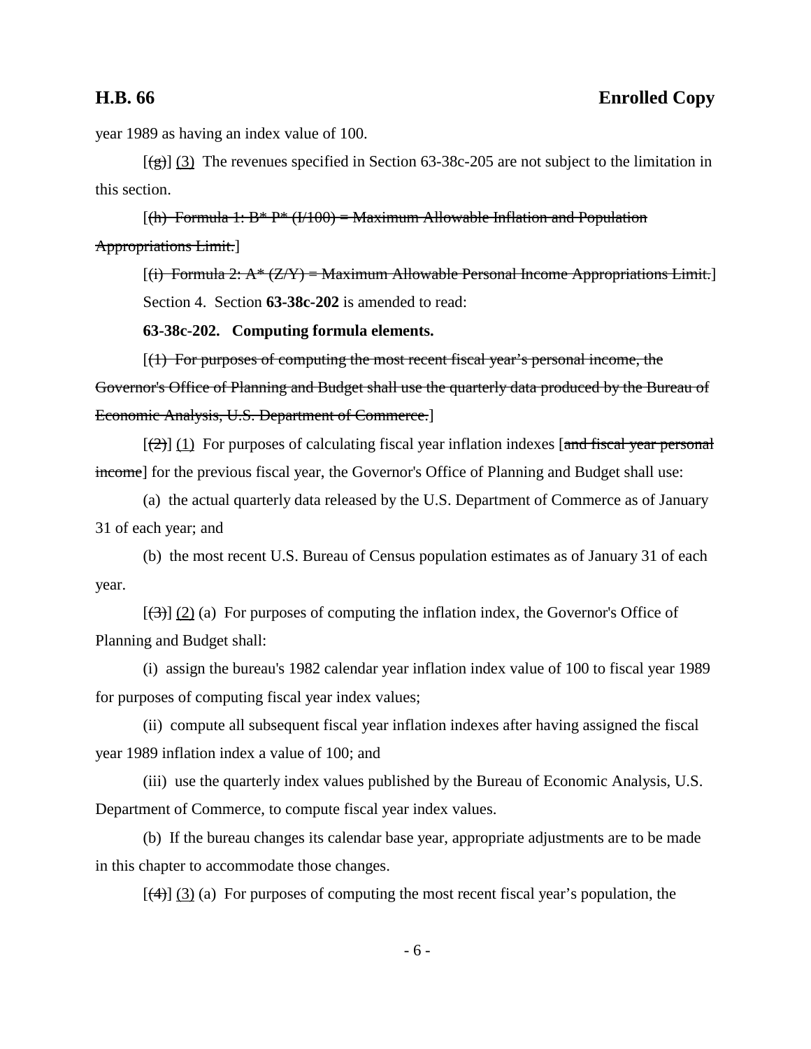year 1989 as having an index value of 100.

[~~(g)~~] (3) The revenues specified in Section 63-38c-205 are not subject to the limitation in this section.

[~~(h) Formula 1: B* P* (I/100) = Maximum Allowable Inflation and Population Appropriations Limit.~~]

[~~(i) Formula 2: A* (Z/Y) = Maximum Allowable Personal Income Appropriations Limit.~~]

Section 4. Section **63-38c-202** is amended to read:

**63-38c-202. Computing formula elements.**

[~~(1) For purposes of computing the most recent fiscal year's personal income, the Governor's Office of Planning and Budget shall use the quarterly data produced by the Bureau of Economic Analysis, U.S. Department of Commerce.~~]

[~~(2)~~] (1) For purposes of calculating fiscal year inflation indexes [~~and fiscal year personal income~~] for the previous fiscal year, the Governor's Office of Planning and Budget shall use:

(a) the actual quarterly data released by the U.S. Department of Commerce as of January 31 of each year; and

(b) the most recent U.S. Bureau of Census population estimates as of January 31 of each year.

[~~(3)~~] (2) (a) For purposes of computing the inflation index, the Governor's Office of Planning and Budget shall:

(i) assign the bureau's 1982 calendar year inflation index value of 100 to fiscal year 1989 for purposes of computing fiscal year index values;

(ii) compute all subsequent fiscal year inflation indexes after having assigned the fiscal year 1989 inflation index a value of 100; and

(iii) use the quarterly index values published by the Bureau of Economic Analysis, U.S. Department of Commerce, to compute fiscal year index values.

(b) If the bureau changes its calendar base year, appropriate adjustments are to be made in this chapter to accommodate those changes.

[~~(4)~~] (3) (a) For purposes of computing the most recent fiscal year's population, the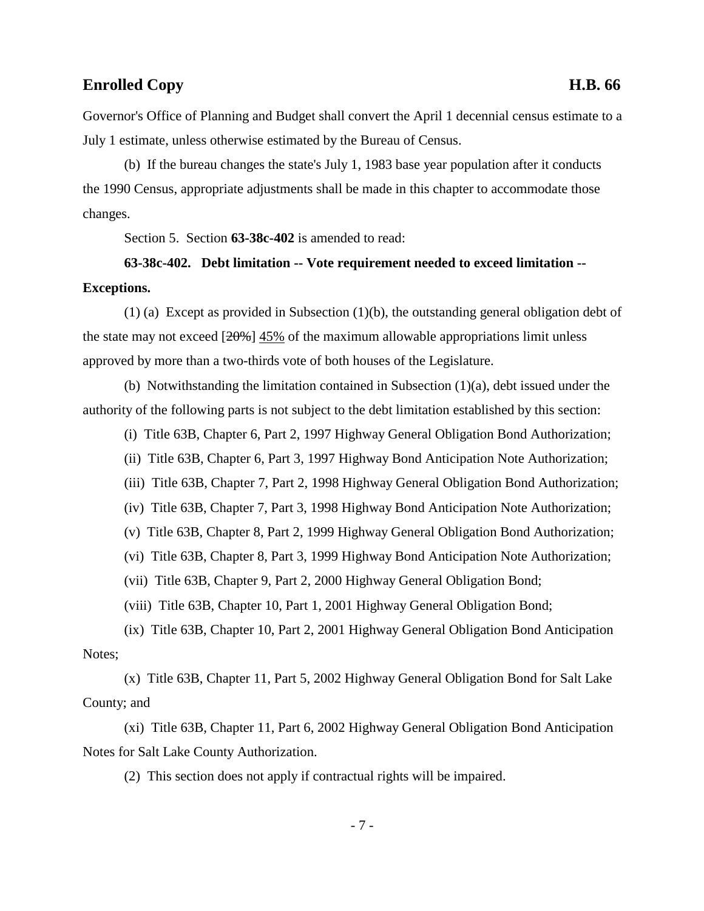Governor's Office of Planning and Budget shall convert the April 1 decennial census estimate to a July 1 estimate, unless otherwise estimated by the Bureau of Census.

(b) If the bureau changes the state's July 1, 1983 base year population after it conducts the 1990 Census, appropriate adjustments shall be made in this chapter to accommodate those changes.

Section 5. Section **63-38c-402** is amended to read:

**63-38c-402. Debt limitation -- Vote requirement needed to exceed limitation -- Exceptions.**

(1) (a) Except as provided in Subsection (1)(b), the outstanding general obligation debt of the state may not exceed [~~20%~~] <u>45%</u> of the maximum allowable appropriations limit unless approved by more than a two-thirds vote of both houses of the Legislature.

(b) Notwithstanding the limitation contained in Subsection (1)(a), debt issued under the authority of the following parts is not subject to the debt limitation established by this section:

(i) Title 63B, Chapter 6, Part 2, 1997 Highway General Obligation Bond Authorization;

(ii) Title 63B, Chapter 6, Part 3, 1997 Highway Bond Anticipation Note Authorization;

(iii) Title 63B, Chapter 7, Part 2, 1998 Highway General Obligation Bond Authorization;

(iv) Title 63B, Chapter 7, Part 3, 1998 Highway Bond Anticipation Note Authorization;

(v) Title 63B, Chapter 8, Part 2, 1999 Highway General Obligation Bond Authorization;

(vi) Title 63B, Chapter 8, Part 3, 1999 Highway Bond Anticipation Note Authorization;

(vii) Title 63B, Chapter 9, Part 2, 2000 Highway General Obligation Bond;

(viii) Title 63B, Chapter 10, Part 1, 2001 Highway General Obligation Bond;

(ix) Title 63B, Chapter 10, Part 2, 2001 Highway General Obligation Bond Anticipation Notes;

(x) Title 63B, Chapter 11, Part 5, 2002 Highway General Obligation Bond for Salt Lake County; and

(xi) Title 63B, Chapter 11, Part 6, 2002 Highway General Obligation Bond Anticipation Notes for Salt Lake County Authorization.

(2) This section does not apply if contractual rights will be impaired.